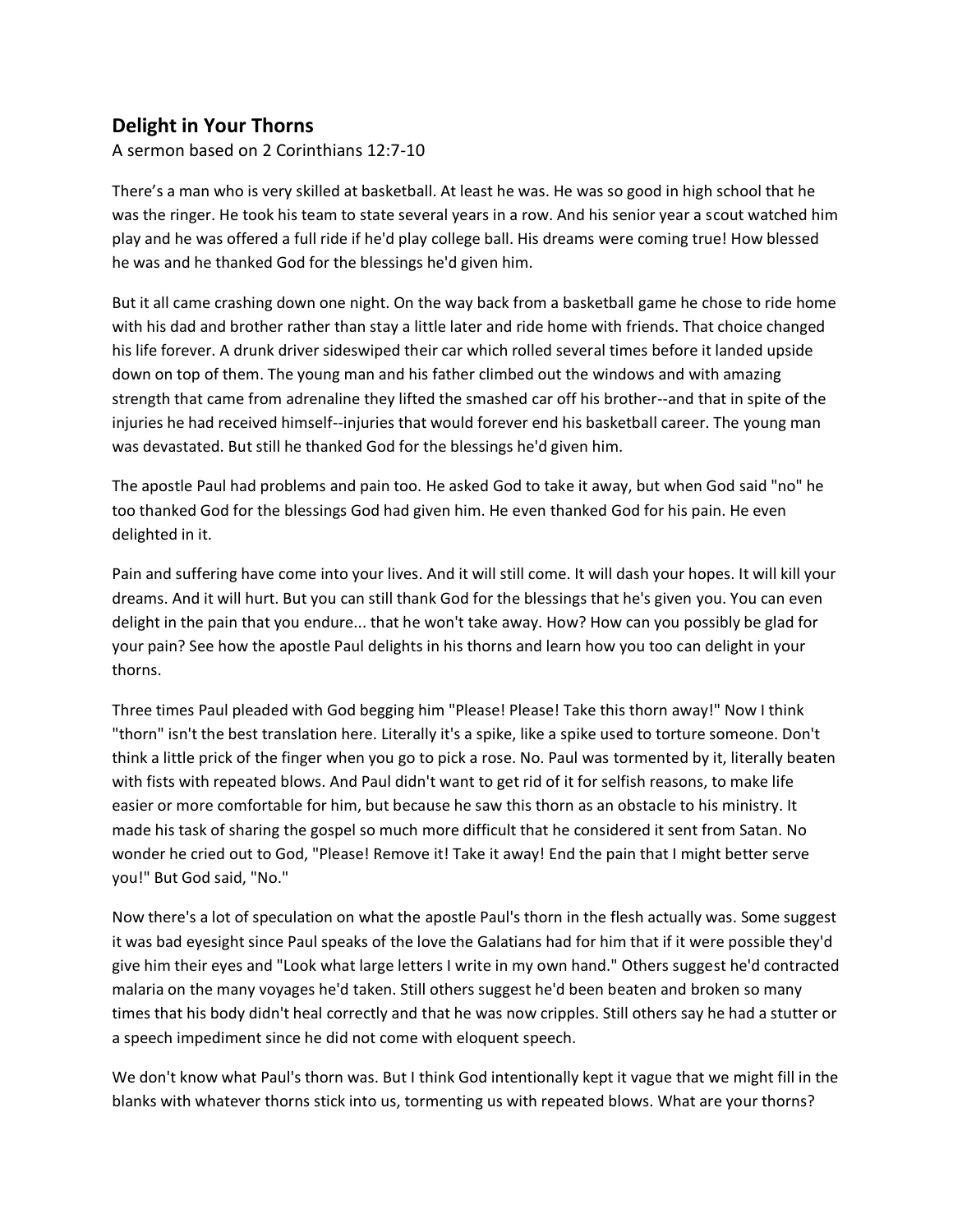## Delight in Your Thorns

A sermon based on 2 Corinthians 12:7-10

There's a man who is very skilled at basketball. At least he was. He was so good in high school that he was the ringer. He took his team to state several years in a row. And his senior year a scout watched him play and he was offered a full ride if he'd play college ball. His dreams were coming true! How blessed he was and he thanked God for the blessings he'd given him.

But it all came crashing down one night. On the way back from a basketball game he chose to ride home with his dad and brother rather than stay a little later and ride home with friends. That choice changed his life forever. A drunk driver sideswiped their car which rolled several times before it landed upside down on top of them. The young man and his father climbed out the windows and with amazing strength that came from adrenaline they lifted the smashed car off his brother--and that in spite of the injuries he had received himself--injuries that would forever end his basketball career. The young man was devastated. But still he thanked God for the blessings he'd given him.

The apostle Paul had problems and pain too. He asked God to take it away, but when God said "no" he too thanked God for the blessings God had given him. He even thanked God for his pain. He even delighted in it.

Pain and suffering have come into your lives. And it will still come. It will dash your hopes. It will kill your dreams. And it will hurt. But you can still thank God for the blessings that he's given you. You can even delight in the pain that you endure... that he won't take away. How? How can you possibly be glad for your pain? See how the apostle Paul delights in his thorns and learn how you too can delight in your thorns.

Three times Paul pleaded with God begging him "Please! Please! Take this thorn away!" Now I think "thorn" isn't the best translation here. Literally it's a spike, like a spike used to torture someone. Don't think a little prick of the finger when you go to pick a rose. No. Paul was tormented by it, literally beaten with fists with repeated blows. And Paul didn't want to get rid of it for selfish reasons, to make life easier or more comfortable for him, but because he saw this thorn as an obstacle to his ministry. It made his task of sharing the gospel so much more difficult that he considered it sent from Satan. No wonder he cried out to God, "Please! Remove it! Take it away! End the pain that I might better serve you!" But God said, "No."

Now there's a lot of speculation on what the apostle Paul's thorn in the flesh actually was. Some suggest it was bad eyesight since Paul speaks of the love the Galatians had for him that if it were possible they'd give him their eyes and "Look what large letters I write in my own hand." Others suggest he'd contracted malaria on the many voyages he'd taken. Still others suggest he'd been beaten and broken so many times that his body didn't heal correctly and that he was now cripples. Still others say he had a stutter or a speech impediment since he did not come with eloquent speech.

We don't know what Paul's thorn was. But I think God intentionally kept it vague that we might fill in the blanks with whatever thorns stick into us, tormenting us with repeated blows. What are your thorns?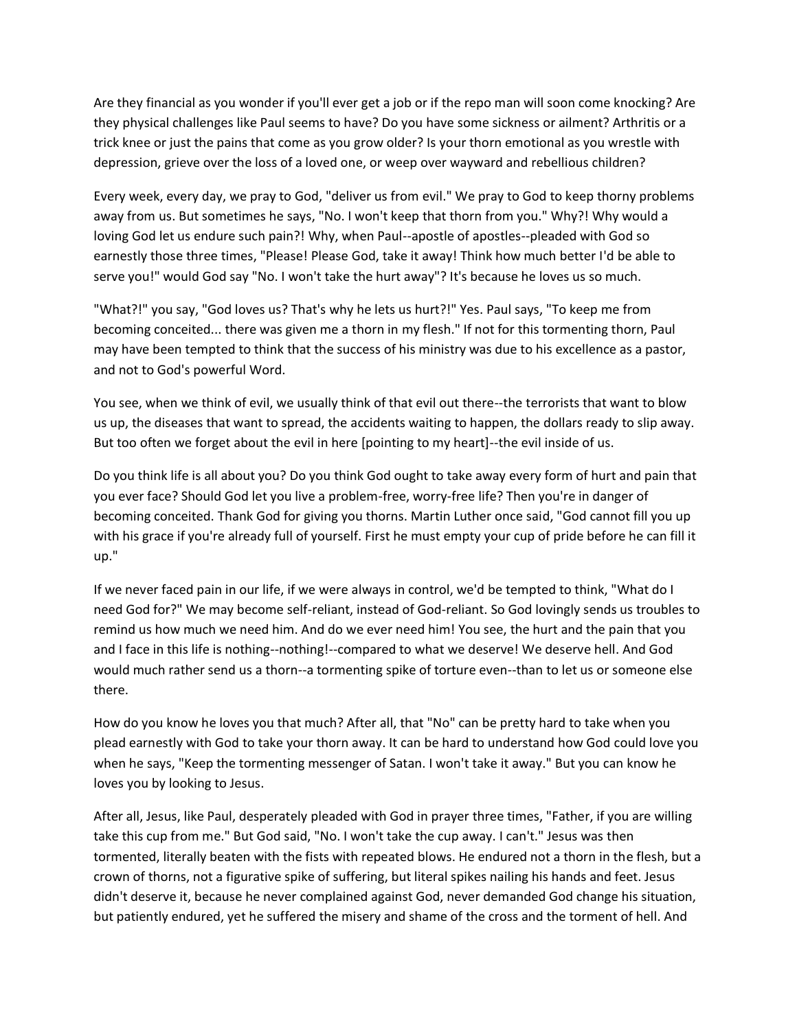Are they financial as you wonder if you'll ever get a job or if the repo man will soon come knocking? Are they physical challenges like Paul seems to have? Do you have some sickness or ailment? Arthritis or a trick knee or just the pains that come as you grow older? Is your thorn emotional as you wrestle with depression, grieve over the loss of a loved one, or weep over wayward and rebellious children?

Every week, every day, we pray to God, "deliver us from evil." We pray to God to keep thorny problems away from us. But sometimes he says, "No. I won't keep that thorn from you." Why?! Why would a loving God let us endure such pain?! Why, when Paul--apostle of apostles--pleaded with God so earnestly those three times, "Please! Please God, take it away! Think how much better I'd be able to serve you!" would God say "No. I won't take the hurt away"? It's because he loves us so much.

"What?!" you say, "God loves us? That's why he lets us hurt?!" Yes. Paul says, "To keep me from becoming conceited... there was given me a thorn in my flesh." If not for this tormenting thorn, Paul may have been tempted to think that the success of his ministry was due to his excellence as a pastor, and not to God's powerful Word.

You see, when we think of evil, we usually think of that evil out there--the terrorists that want to blow us up, the diseases that want to spread, the accidents waiting to happen, the dollars ready to slip away. But too often we forget about the evil in here [pointing to my heart]--the evil inside of us.

Do you think life is all about you? Do you think God ought to take away every form of hurt and pain that you ever face? Should God let you live a problem-free, worry-free life? Then you're in danger of becoming conceited. Thank God for giving you thorns. Martin Luther once said, "God cannot fill you up with his grace if you're already full of yourself. First he must empty your cup of pride before he can fill it up."

If we never faced pain in our life, if we were always in control, we'd be tempted to think, "What do I need God for?" We may become self-reliant, instead of God-reliant. So God lovingly sends us troubles to remind us how much we need him. And do we ever need him! You see, the hurt and the pain that you and I face in this life is nothing--nothing!--compared to what we deserve! We deserve hell. And God would much rather send us a thorn--a tormenting spike of torture even--than to let us or someone else there.

How do you know he loves you that much? After all, that "No" can be pretty hard to take when you plead earnestly with God to take your thorn away. It can be hard to understand how God could love you when he says, "Keep the tormenting messenger of Satan. I won't take it away." But you can know he loves you by looking to Jesus.

After all, Jesus, like Paul, desperately pleaded with God in prayer three times, "Father, if you are willing take this cup from me." But God said, "No. I won't take the cup away. I can't." Jesus was then tormented, literally beaten with the fists with repeated blows. He endured not a thorn in the flesh, but a crown of thorns, not a figurative spike of suffering, but literal spikes nailing his hands and feet. Jesus didn't deserve it, because he never complained against God, never demanded God change his situation, but patiently endured, yet he suffered the misery and shame of the cross and the torment of hell. And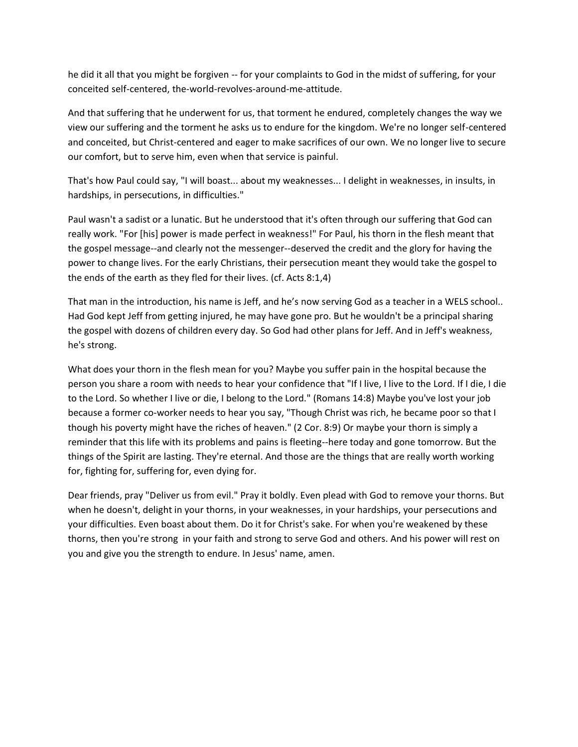he did it all that you might be forgiven -- for your complaints to God in the midst of suffering, for your conceited self-centered, the-world-revolves-around-me-attitude.

And that suffering that he underwent for us, that torment he endured, completely changes the way we view our suffering and the torment he asks us to endure for the kingdom. We're no longer self-centered and conceited, but Christ-centered and eager to make sacrifices of our own. We no longer live to secure our comfort, but to serve him, even when that service is painful.

That's how Paul could say, "I will boast... about my weaknesses... I delight in weaknesses, in insults, in hardships, in persecutions, in difficulties."

Paul wasn't a sadist or a lunatic. But he understood that it's often through our suffering that God can really work. "For [his] power is made perfect in weakness!" For Paul, his thorn in the flesh meant that the gospel message--and clearly not the messenger--deserved the credit and the glory for having the power to change lives. For the early Christians, their persecution meant they would take the gospel to the ends of the earth as they fled for their lives. (cf. Acts 8:1,4)

That man in the introduction, his name is Jeff, and he's now serving God as a teacher in a WELS school.. Had God kept Jeff from getting injured, he may have gone pro. But he wouldn't be a principal sharing the gospel with dozens of children every day. So God had other plans for Jeff. And in Jeff's weakness, he's strong.

What does your thorn in the flesh mean for you? Maybe you suffer pain in the hospital because the person you share a room with needs to hear your confidence that "If I live, I live to the Lord. If I die, I die to the Lord. So whether I live or die, I belong to the Lord." (Romans 14:8) Maybe you've lost your job because a former co-worker needs to hear you say, "Though Christ was rich, he became poor so that I though his poverty might have the riches of heaven." (2 Cor. 8:9) Or maybe your thorn is simply a reminder that this life with its problems and pains is fleeting--here today and gone tomorrow. But the things of the Spirit are lasting. They're eternal. And those are the things that are really worth working for, fighting for, suffering for, even dying for.

Dear friends, pray "Deliver us from evil." Pray it boldly. Even plead with God to remove your thorns. But when he doesn't, delight in your thorns, in your weaknesses, in your hardships, your persecutions and your difficulties. Even boast about them. Do it for Christ's sake. For when you're weakened by these thorns, then you're strong in your faith and strong to serve God and others. And his power will rest on you and give you the strength to endure. In Jesus' name, amen.